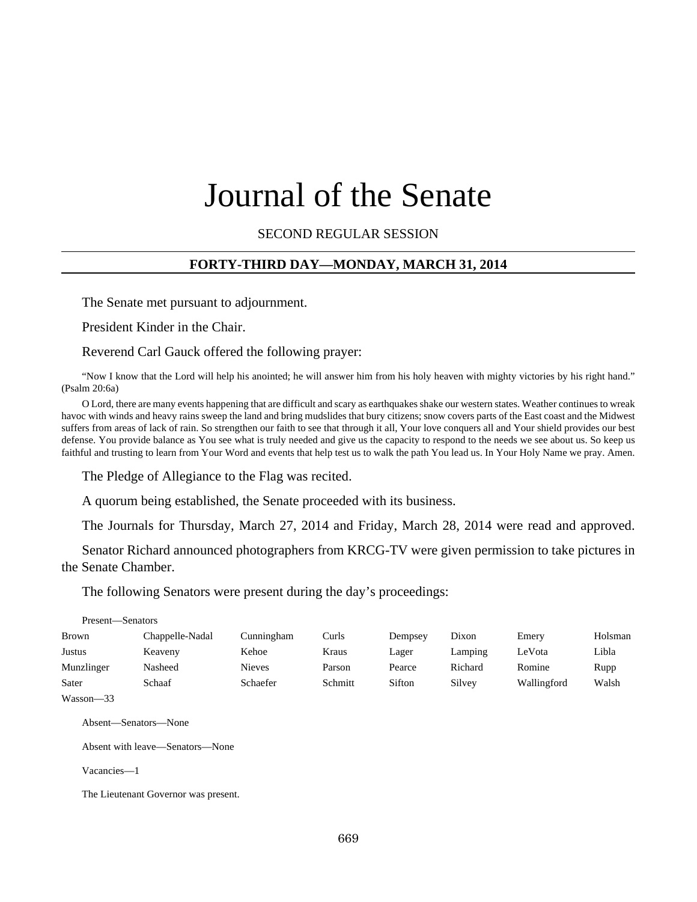# Journal of the Senate

SECOND REGULAR SESSION

## FORTY-THIRD DAY—MONDAY, MARCH 31, 2014

The Senate met pursuant to adjournment.

President Kinder in the Chair.

Reverend Carl Gauck offered the following prayer:

"Now I know that the Lord will help his anointed; he will answer him from his holy heaven with mighty victories by his right hand." (Psalm 20:6a)

O Lord, there are many events happening that are difficult and scary as earthquakes shake our western states. Weather continues to wreak havoc with winds and heavy rains sweep the land and bring mudslides that bury citizens; snow covers parts of the East coast and the Midwest suffers from areas of lack of rain. So strengthen our faith to see that through it all, Your love conquers all and Your shield provides our best defense. You provide balance as You see what is truly needed and give us the capacity to respond to the needs we see about us. So keep us faithful and trusting to learn from Your Word and events that help test us to walk the path You lead us. In Your Holy Name we pray. Amen.

The Pledge of Allegiance to the Flag was recited.

A quorum being established, the Senate proceeded with its business.

The Journals for Thursday, March 27, 2014 and Friday, March 28, 2014 were read and approved.

Senator Richard announced photographers from KRCG-TV were given permission to take pictures in the Senate Chamber.

The following Senators were present during the day's proceedings:

Present—Senators

| | | | | | | | |
|---|---|---|---|---|---|---|---|
| Brown | Chappelle-Nadal | Cunningham | Curls | Dempsey | Dixon | Emery | Holsman |
| Justus | Keaveny | Kehoe | Kraus | Lager | Lamping | LeVota | Libla |
| Munzlinger | Nasheed | Nieves | Parson | Pearce | Richard | Romine | Rupp |
| Sater | Schaaf | Schaefer | Schmitt | Sifton | Silvey | Wallingford | Walsh |
| Wasson—33 | | | | | | | |

Absent—Senators—None

Absent with leave—Senators—None

Vacancies—1

The Lieutenant Governor was present.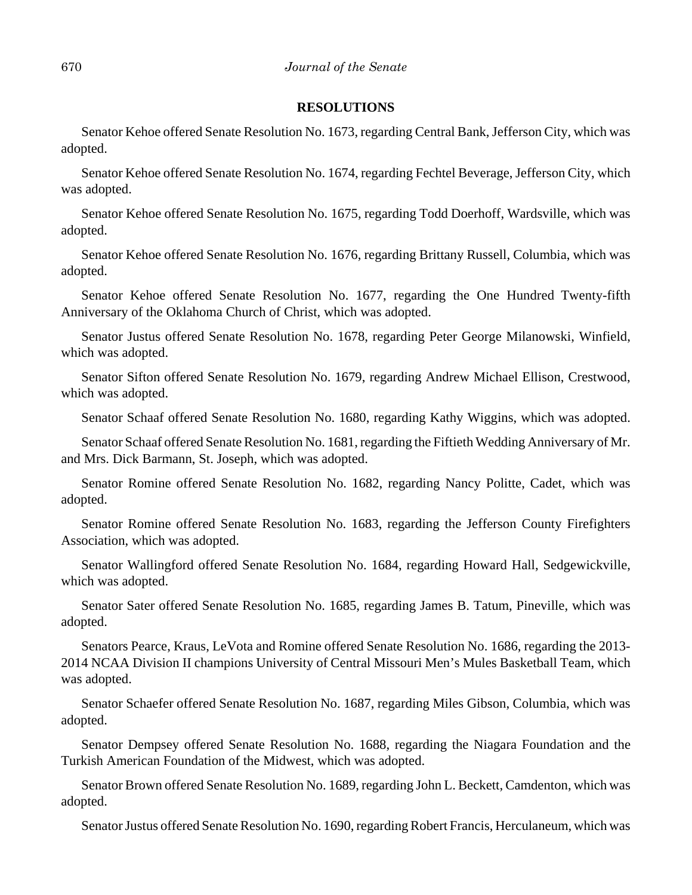## RESOLUTIONS

Senator Kehoe offered Senate Resolution No. 1673, regarding Central Bank, Jefferson City, which was adopted.

Senator Kehoe offered Senate Resolution No. 1674, regarding Fechtel Beverage, Jefferson City, which was adopted.

Senator Kehoe offered Senate Resolution No. 1675, regarding Todd Doerhoff, Wardsville, which was adopted.

Senator Kehoe offered Senate Resolution No. 1676, regarding Brittany Russell, Columbia, which was adopted.

Senator Kehoe offered Senate Resolution No. 1677, regarding the One Hundred Twenty-fifth Anniversary of the Oklahoma Church of Christ, which was adopted.

Senator Justus offered Senate Resolution No. 1678, regarding Peter George Milanowski, Winfield, which was adopted.

Senator Sifton offered Senate Resolution No. 1679, regarding Andrew Michael Ellison, Crestwood, which was adopted.

Senator Schaaf offered Senate Resolution No. 1680, regarding Kathy Wiggins, which was adopted.

Senator Schaaf offered Senate Resolution No. 1681, regarding the Fiftieth Wedding Anniversary of Mr. and Mrs. Dick Barmann, St. Joseph, which was adopted.

Senator Romine offered Senate Resolution No. 1682, regarding Nancy Politte, Cadet, which was adopted.

Senator Romine offered Senate Resolution No. 1683, regarding the Jefferson County Firefighters Association, which was adopted.

Senator Wallingford offered Senate Resolution No. 1684, regarding Howard Hall, Sedgewickville, which was adopted.

Senator Sater offered Senate Resolution No. 1685, regarding James B. Tatum, Pineville, which was adopted.

Senators Pearce, Kraus, LeVota and Romine offered Senate Resolution No. 1686, regarding the 2013-2014 NCAA Division II champions University of Central Missouri Men's Mules Basketball Team, which was adopted.

Senator Schaefer offered Senate Resolution No. 1687, regarding Miles Gibson, Columbia, which was adopted.

Senator Dempsey offered Senate Resolution No. 1688, regarding the Niagara Foundation and the Turkish American Foundation of the Midwest, which was adopted.

Senator Brown offered Senate Resolution No. 1689, regarding John L. Beckett, Camdenton, which was adopted.

Senator Justus offered Senate Resolution No. 1690, regarding Robert Francis, Herculaneum, which was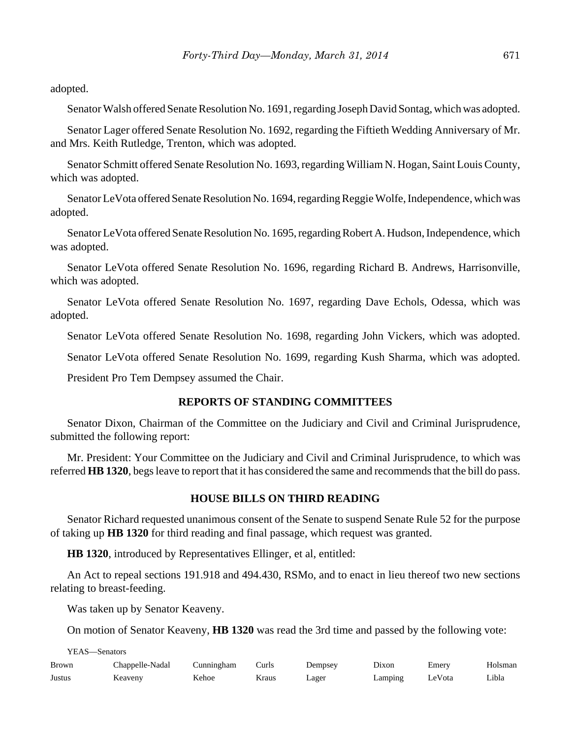adopted.

Senator Walsh offered Senate Resolution No. 1691, regarding Joseph David Sontag, which was adopted.

Senator Lager offered Senate Resolution No. 1692, regarding the Fiftieth Wedding Anniversary of Mr. and Mrs. Keith Rutledge, Trenton, which was adopted.

Senator Schmitt offered Senate Resolution No. 1693, regarding William N. Hogan, Saint Louis County, which was adopted.

Senator LeVota offered Senate Resolution No. 1694, regarding Reggie Wolfe, Independence, which was adopted.

Senator LeVota offered Senate Resolution No. 1695, regarding Robert A. Hudson, Independence, which was adopted.

Senator LeVota offered Senate Resolution No. 1696, regarding Richard B. Andrews, Harrisonville, which was adopted.

Senator LeVota offered Senate Resolution No. 1697, regarding Dave Echols, Odessa, which was adopted.

Senator LeVota offered Senate Resolution No. 1698, regarding John Vickers, which was adopted.

Senator LeVota offered Senate Resolution No. 1699, regarding Kush Sharma, which was adopted.

President Pro Tem Dempsey assumed the Chair.

## REPORTS OF STANDING COMMITTEES

Senator Dixon, Chairman of the Committee on the Judiciary and Civil and Criminal Jurisprudence, submitted the following report:

Mr. President: Your Committee on the Judiciary and Civil and Criminal Jurisprudence, to which was referred **HB 1320**, begs leave to report that it has considered the same and recommends that the bill do pass.

## HOUSE BILLS ON THIRD READING

Senator Richard requested unanimous consent of the Senate to suspend Senate Rule 52 for the purpose of taking up **HB 1320** for third reading and final passage, which request was granted.

**HB 1320**, introduced by Representatives Ellinger, et al, entitled:

An Act to repeal sections 191.918 and 494.430, RSMo, and to enact in lieu thereof two new sections relating to breast-feeding.

Was taken up by Senator Keaveny.

On motion of Senator Keaveny, **HB 1320** was read the 3rd time and passed by the following vote:

YEAS—Senators

| Brown | Chappelle-Nadal | Cunningham | Curls | Dempsey | Dixon | Emery | Holsman |
|---|---|---|---|---|---|---|---|
| Justus | Keaveny | Kehoe | Kraus | Lager | Lamping | LeVota | Libla |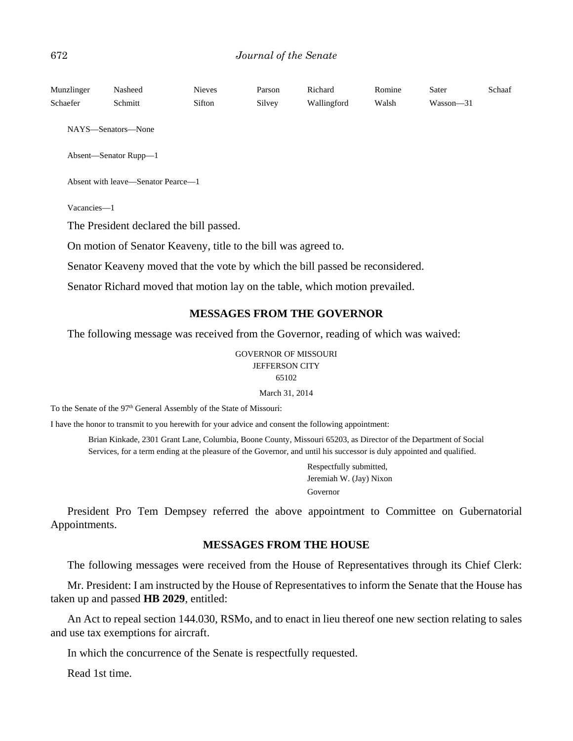| Munzlinger | Nasheed | Nieves | Parson | Richard | Romine | Sater | Schaaf |
|---|---|---|---|---|---|---|---|
| Schaefer | Schmitt | Sifton | Silvey | Wallingford | Walsh | Wasson—31 | |

NAYS—Senators—None

Absent—Senator Rupp—1

Absent with leave—Senator Pearce—1

Vacancies—1

The President declared the bill passed.

On motion of Senator Keaveny, title to the bill was agreed to.

Senator Keaveny moved that the vote by which the bill passed be reconsidered.

Senator Richard moved that motion lay on the table, which motion prevailed.

## MESSAGES FROM THE GOVERNOR

The following message was received from the Governor, reading of which was waived:

GOVERNOR OF MISSOURI
JEFFERSON CITY
65102

March 31, 2014

To the Senate of the 97th General Assembly of the State of Missouri:

I have the honor to transmit to you herewith for your advice and consent the following appointment:

Brian Kinkade, 2301 Grant Lane, Columbia, Boone County, Missouri 65203, as Director of the Department of Social Services, for a term ending at the pleasure of the Governor, and until his successor is duly appointed and qualified.

Respectfully submitted,
Jeremiah W. (Jay) Nixon
Governor

President Pro Tem Dempsey referred the above appointment to Committee on Gubernatorial Appointments.

## MESSAGES FROM THE HOUSE

The following messages were received from the House of Representatives through its Chief Clerk:

Mr. President: I am instructed by the House of Representatives to inform the Senate that the House has taken up and passed **HB 2029**, entitled:

An Act to repeal section 144.030, RSMo, and to enact in lieu thereof one new section relating to sales and use tax exemptions for aircraft.

In which the concurrence of the Senate is respectfully requested.

Read 1st time.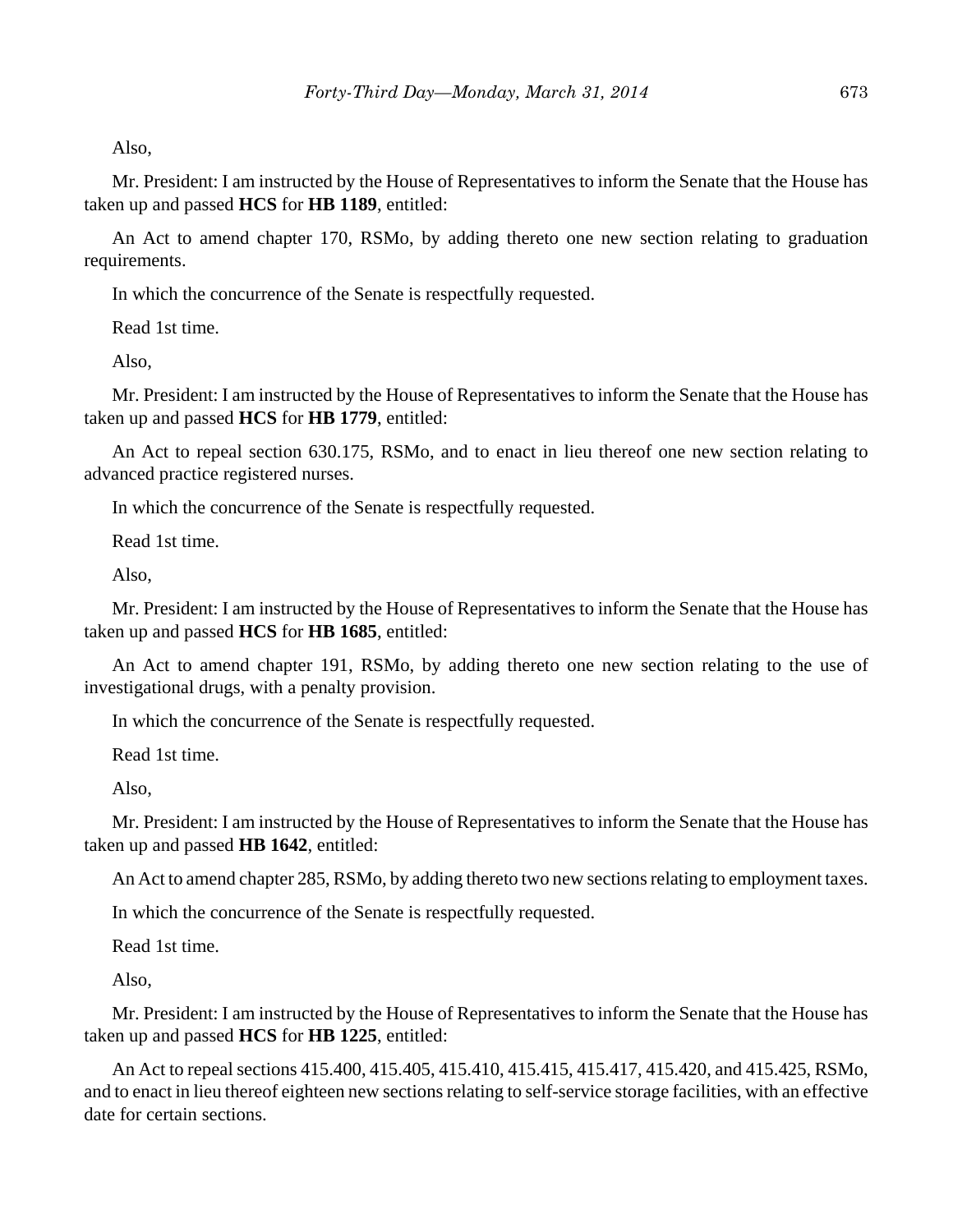Also,

Mr. President: I am instructed by the House of Representatives to inform the Senate that the House has taken up and passed **HCS** for **HB 1189**, entitled:

An Act to amend chapter 170, RSMo, by adding thereto one new section relating to graduation requirements.

In which the concurrence of the Senate is respectfully requested.

Read 1st time.

Also,

Mr. President: I am instructed by the House of Representatives to inform the Senate that the House has taken up and passed **HCS** for **HB 1779**, entitled:

An Act to repeal section 630.175, RSMo, and to enact in lieu thereof one new section relating to advanced practice registered nurses.

In which the concurrence of the Senate is respectfully requested.

Read 1st time.

Also,

Mr. President: I am instructed by the House of Representatives to inform the Senate that the House has taken up and passed **HCS** for **HB 1685**, entitled:

An Act to amend chapter 191, RSMo, by adding thereto one new section relating to the use of investigational drugs, with a penalty provision.

In which the concurrence of the Senate is respectfully requested.

Read 1st time.

Also,

Mr. President: I am instructed by the House of Representatives to inform the Senate that the House has taken up and passed **HB 1642**, entitled:

An Act to amend chapter 285, RSMo, by adding thereto two new sections relating to employment taxes.

In which the concurrence of the Senate is respectfully requested.

Read 1st time.

Also,

Mr. President: I am instructed by the House of Representatives to inform the Senate that the House has taken up and passed **HCS** for **HB 1225**, entitled:

An Act to repeal sections 415.400, 415.405, 415.410, 415.415, 415.417, 415.420, and 415.425, RSMo, and to enact in lieu thereof eighteen new sections relating to self-service storage facilities, with an effective date for certain sections.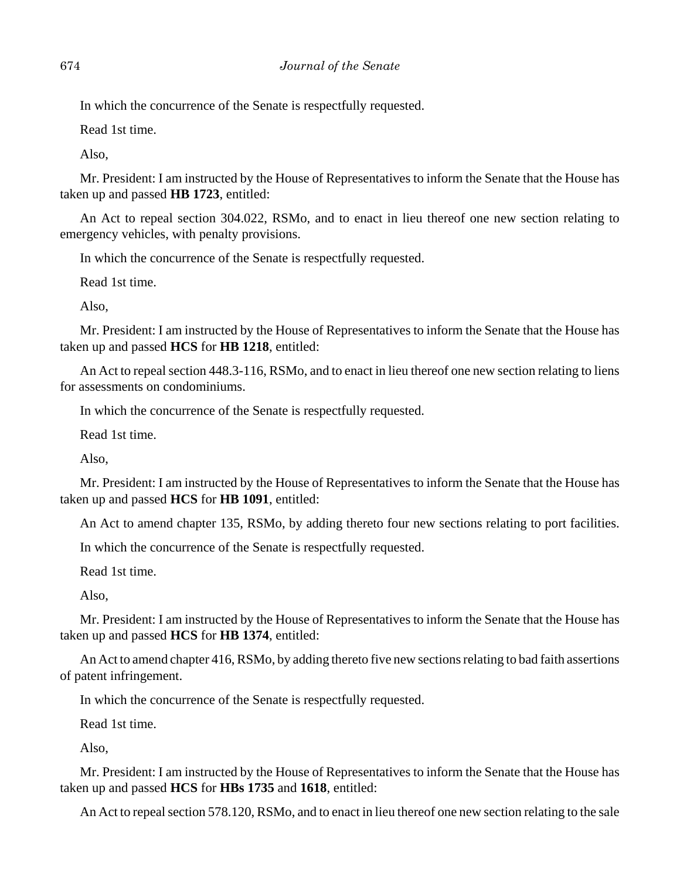In which the concurrence of the Senate is respectfully requested.

Read 1st time.

Also,

Mr. President: I am instructed by the House of Representatives to inform the Senate that the House has taken up and passed **HB 1723**, entitled:

An Act to repeal section 304.022, RSMo, and to enact in lieu thereof one new section relating to emergency vehicles, with penalty provisions.

In which the concurrence of the Senate is respectfully requested.

Read 1st time.

Also,

Mr. President: I am instructed by the House of Representatives to inform the Senate that the House has taken up and passed **HCS** for **HB 1218**, entitled:

An Act to repeal section 448.3-116, RSMo, and to enact in lieu thereof one new section relating to liens for assessments on condominiums.

In which the concurrence of the Senate is respectfully requested.

Read 1st time.

Also,

Mr. President: I am instructed by the House of Representatives to inform the Senate that the House has taken up and passed **HCS** for **HB 1091**, entitled:

An Act to amend chapter 135, RSMo, by adding thereto four new sections relating to port facilities.

In which the concurrence of the Senate is respectfully requested.

Read 1st time.

Also,

Mr. President: I am instructed by the House of Representatives to inform the Senate that the House has taken up and passed **HCS** for **HB 1374**, entitled:

An Act to amend chapter 416, RSMo, by adding thereto five new sections relating to bad faith assertions of patent infringement.

In which the concurrence of the Senate is respectfully requested.

Read 1st time.

Also,

Mr. President: I am instructed by the House of Representatives to inform the Senate that the House has taken up and passed **HCS** for **HBs 1735** and **1618**, entitled:

An Act to repeal section 578.120, RSMo, and to enact in lieu thereof one new section relating to the sale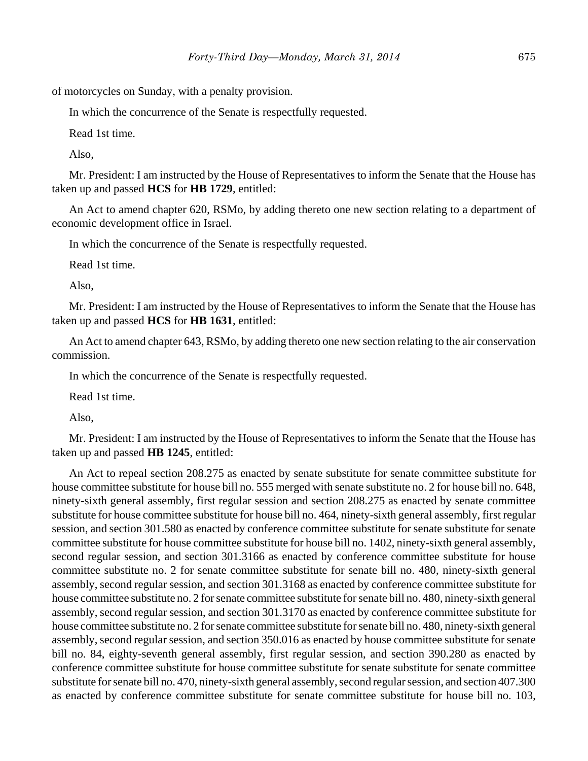of motorcycles on Sunday, with a penalty provision.

In which the concurrence of the Senate is respectfully requested.

Read 1st time.

Also,

Mr. President: I am instructed by the House of Representatives to inform the Senate that the House has taken up and passed **HCS** for **HB 1729**, entitled:

An Act to amend chapter 620, RSMo, by adding thereto one new section relating to a department of economic development office in Israel.

In which the concurrence of the Senate is respectfully requested.

Read 1st time.

Also,

Mr. President: I am instructed by the House of Representatives to inform the Senate that the House has taken up and passed **HCS** for **HB 1631**, entitled:

An Act to amend chapter 643, RSMo, by adding thereto one new section relating to the air conservation commission.

In which the concurrence of the Senate is respectfully requested.

Read 1st time.

Also,

Mr. President: I am instructed by the House of Representatives to inform the Senate that the House has taken up and passed **HB 1245**, entitled:

An Act to repeal section 208.275 as enacted by senate substitute for senate committee substitute for house committee substitute for house bill no. 555 merged with senate substitute no. 2 for house bill no. 648, ninety-sixth general assembly, first regular session and section 208.275 as enacted by senate committee substitute for house committee substitute for house bill no. 464, ninety-sixth general assembly, first regular session, and section 301.580 as enacted by conference committee substitute for senate substitute for senate committee substitute for house committee substitute for house bill no. 1402, ninety-sixth general assembly, second regular session, and section 301.3166 as enacted by conference committee substitute for house committee substitute no. 2 for senate committee substitute for senate bill no. 480, ninety-sixth general assembly, second regular session, and section 301.3168 as enacted by conference committee substitute for house committee substitute no. 2 for senate committee substitute for senate bill no. 480, ninety-sixth general assembly, second regular session, and section 301.3170 as enacted by conference committee substitute for house committee substitute no. 2 for senate committee substitute for senate bill no. 480, ninety-sixth general assembly, second regular session, and section 350.016 as enacted by house committee substitute for senate bill no. 84, eighty-seventh general assembly, first regular session, and section 390.280 as enacted by conference committee substitute for house committee substitute for senate substitute for senate committee substitute for senate bill no. 470, ninety-sixth general assembly, second regular session, and section 407.300 as enacted by conference committee substitute for senate committee substitute for house bill no. 103,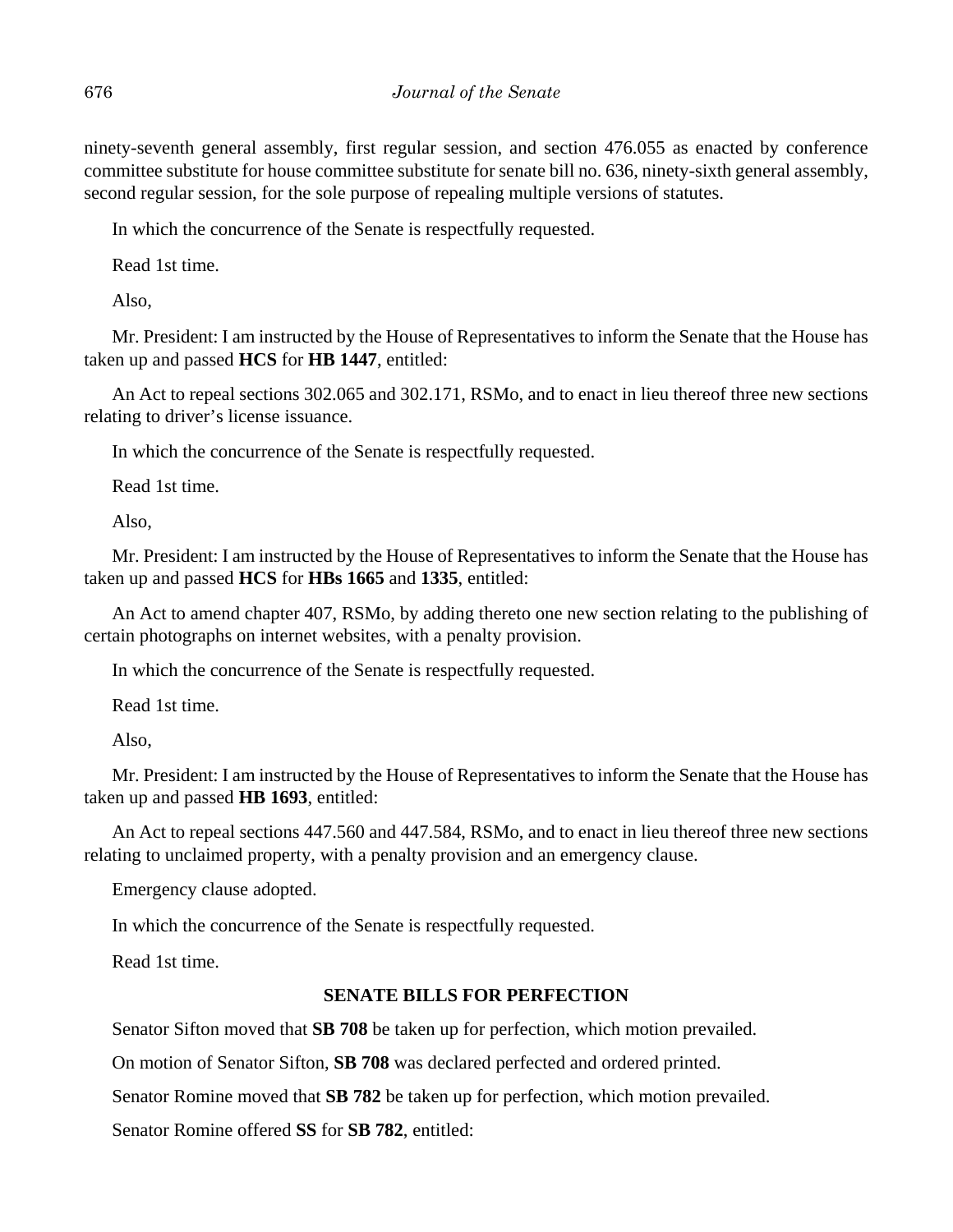ninety-seventh general assembly, first regular session, and section 476.055 as enacted by conference committee substitute for house committee substitute for senate bill no. 636, ninety-sixth general assembly, second regular session, for the sole purpose of repealing multiple versions of statutes.

In which the concurrence of the Senate is respectfully requested.

Read 1st time.

Also,

Mr. President: I am instructed by the House of Representatives to inform the Senate that the House has taken up and passed **HCS** for **HB 1447**, entitled:

An Act to repeal sections 302.065 and 302.171, RSMo, and to enact in lieu thereof three new sections relating to driver's license issuance.

In which the concurrence of the Senate is respectfully requested.

Read 1st time.

Also,

Mr. President: I am instructed by the House of Representatives to inform the Senate that the House has taken up and passed **HCS** for **HBs 1665** and **1335**, entitled:

An Act to amend chapter 407, RSMo, by adding thereto one new section relating to the publishing of certain photographs on internet websites, with a penalty provision.

In which the concurrence of the Senate is respectfully requested.

Read 1st time.

Also,

Mr. President: I am instructed by the House of Representatives to inform the Senate that the House has taken up and passed **HB 1693**, entitled:

An Act to repeal sections 447.560 and 447.584, RSMo, and to enact in lieu thereof three new sections relating to unclaimed property, with a penalty provision and an emergency clause.

Emergency clause adopted.

In which the concurrence of the Senate is respectfully requested.

Read 1st time.

## SENATE BILLS FOR PERFECTION

Senator Sifton moved that **SB 708** be taken up for perfection, which motion prevailed.

On motion of Senator Sifton, **SB 708** was declared perfected and ordered printed.

Senator Romine moved that **SB 782** be taken up for perfection, which motion prevailed.

Senator Romine offered **SS** for **SB 782**, entitled: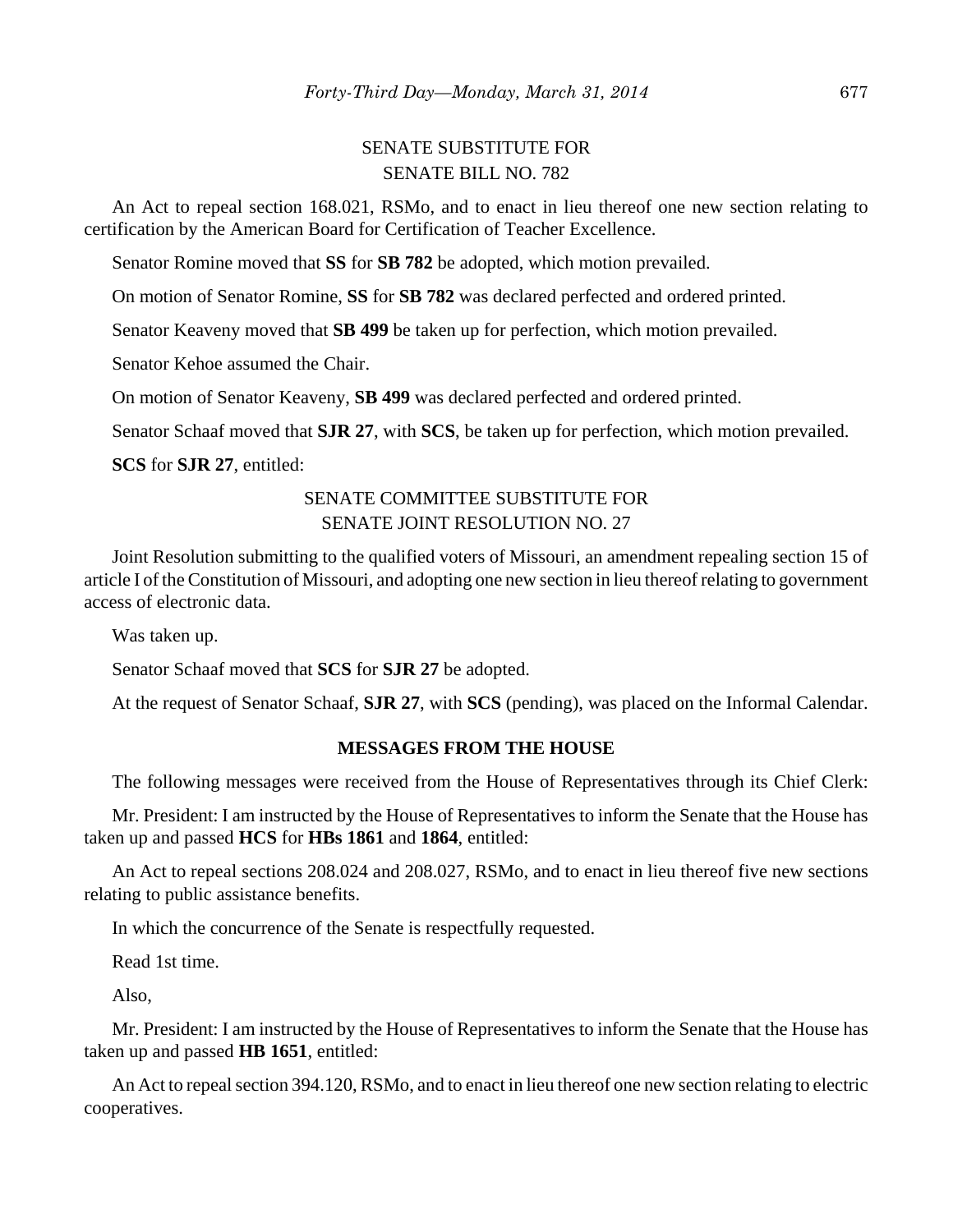SENATE SUBSTITUTE FOR
SENATE BILL NO. 782

An Act to repeal section 168.021, RSMo, and to enact in lieu thereof one new section relating to certification by the American Board for Certification of Teacher Excellence.

Senator Romine moved that **SS** for **SB 782** be adopted, which motion prevailed.

On motion of Senator Romine, **SS** for **SB 782** was declared perfected and ordered printed.

Senator Keaveny moved that **SB 499** be taken up for perfection, which motion prevailed.

Senator Kehoe assumed the Chair.

On motion of Senator Keaveny, **SB 499** was declared perfected and ordered printed.

Senator Schaaf moved that **SJR 27**, with **SCS**, be taken up for perfection, which motion prevailed.

**SCS** for **SJR 27**, entitled:

SENATE COMMITTEE SUBSTITUTE FOR
SENATE JOINT RESOLUTION NO. 27

Joint Resolution submitting to the qualified voters of Missouri, an amendment repealing section 15 of article I of the Constitution of Missouri, and adopting one new section in lieu thereof relating to government access of electronic data.

Was taken up.

Senator Schaaf moved that **SCS** for **SJR 27** be adopted.

At the request of Senator Schaaf, **SJR 27**, with **SCS** (pending), was placed on the Informal Calendar.

**MESSAGES FROM THE HOUSE**

The following messages were received from the House of Representatives through its Chief Clerk:

Mr. President: I am instructed by the House of Representatives to inform the Senate that the House has taken up and passed **HCS** for **HBs 1861** and **1864**, entitled:

An Act to repeal sections 208.024 and 208.027, RSMo, and to enact in lieu thereof five new sections relating to public assistance benefits.

In which the concurrence of the Senate is respectfully requested.

Read 1st time.

Also,

Mr. President: I am instructed by the House of Representatives to inform the Senate that the House has taken up and passed **HB 1651**, entitled:

An Act to repeal section 394.120, RSMo, and to enact in lieu thereof one new section relating to electric cooperatives.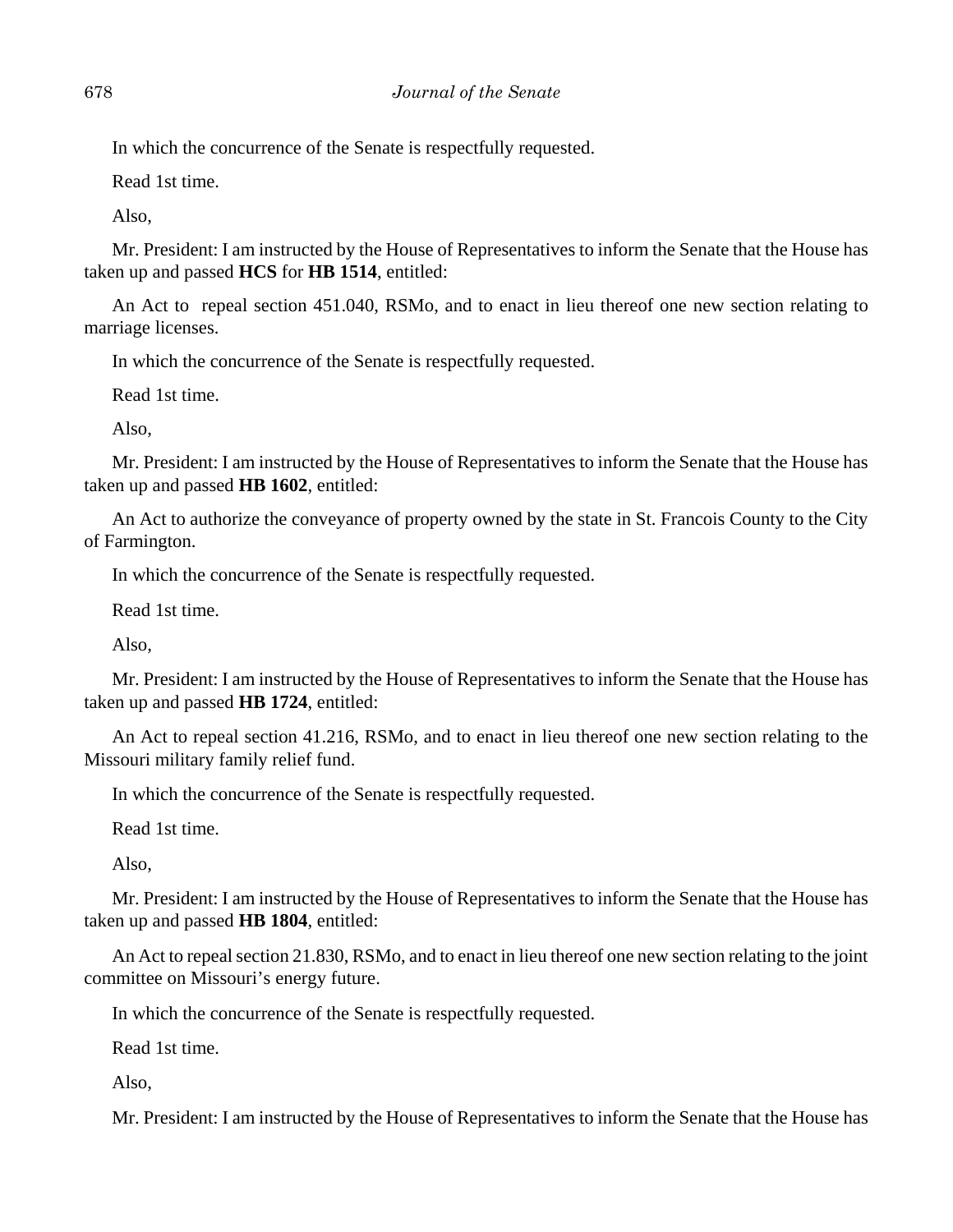In which the concurrence of the Senate is respectfully requested.

Read 1st time.

Also,

Mr. President: I am instructed by the House of Representatives to inform the Senate that the House has taken up and passed **HCS** for **HB 1514**, entitled:

An Act to repeal section 451.040, RSMo, and to enact in lieu thereof one new section relating to marriage licenses.

In which the concurrence of the Senate is respectfully requested.

Read 1st time.

Also,

Mr. President: I am instructed by the House of Representatives to inform the Senate that the House has taken up and passed **HB 1602**, entitled:

An Act to authorize the conveyance of property owned by the state in St. Francois County to the City of Farmington.

In which the concurrence of the Senate is respectfully requested.

Read 1st time.

Also,

Mr. President: I am instructed by the House of Representatives to inform the Senate that the House has taken up and passed **HB 1724**, entitled:

An Act to repeal section 41.216, RSMo, and to enact in lieu thereof one new section relating to the Missouri military family relief fund.

In which the concurrence of the Senate is respectfully requested.

Read 1st time.

Also,

Mr. President: I am instructed by the House of Representatives to inform the Senate that the House has taken up and passed **HB 1804**, entitled:

An Act to repeal section 21.830, RSMo, and to enact in lieu thereof one new section relating to the joint committee on Missouri's energy future.

In which the concurrence of the Senate is respectfully requested.

Read 1st time.

Also,

Mr. President: I am instructed by the House of Representatives to inform the Senate that the House has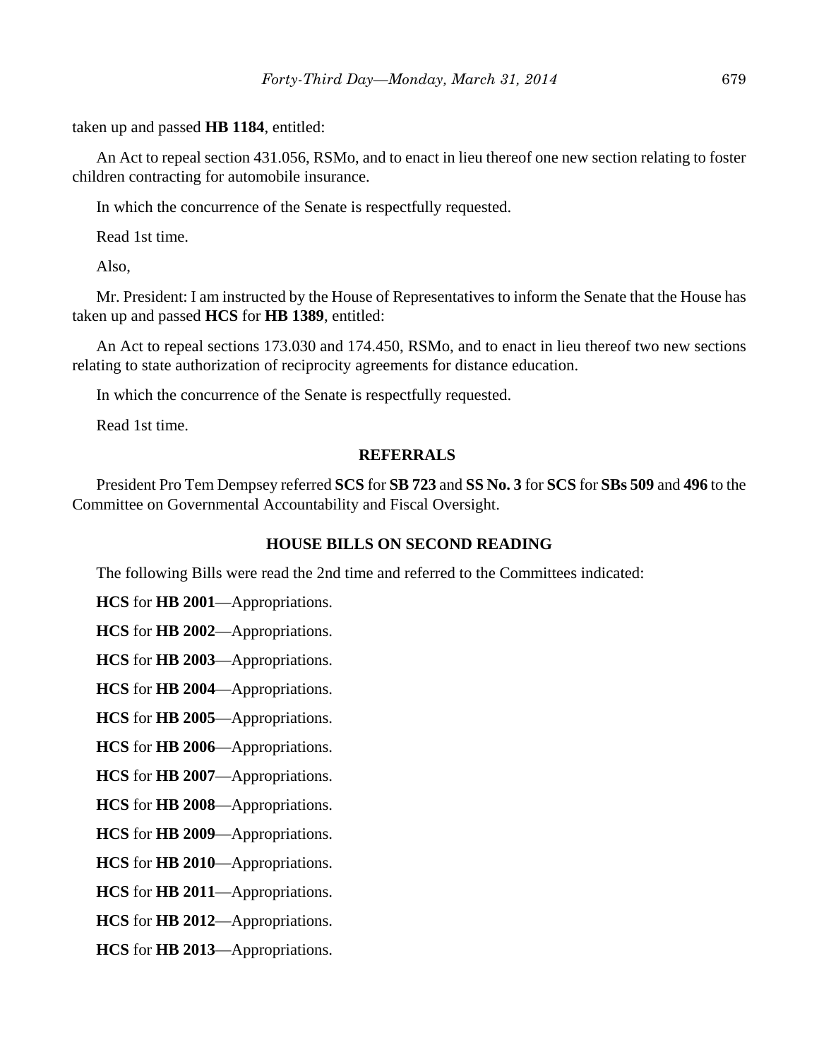taken up and passed **HB 1184**, entitled:

An Act to repeal section 431.056, RSMo, and to enact in lieu thereof one new section relating to foster children contracting for automobile insurance.

In which the concurrence of the Senate is respectfully requested.

Read 1st time.

Also,

Mr. President: I am instructed by the House of Representatives to inform the Senate that the House has taken up and passed **HCS** for **HB 1389**, entitled:

An Act to repeal sections 173.030 and 174.450, RSMo, and to enact in lieu thereof two new sections relating to state authorization of reciprocity agreements for distance education.

In which the concurrence of the Senate is respectfully requested.

Read 1st time.

## REFERRALS

President Pro Tem Dempsey referred **SCS** for **SB 723** and **SS No. 3** for **SCS** for **SBs 509** and **496** to the Committee on Governmental Accountability and Fiscal Oversight.

## HOUSE BILLS ON SECOND READING

The following Bills were read the 2nd time and referred to the Committees indicated:

**HCS** for **HB 2001**—Appropriations.

**HCS** for **HB 2002**—Appropriations.

**HCS** for **HB 2003**—Appropriations.

**HCS** for **HB 2004**—Appropriations.

**HCS** for **HB 2005**—Appropriations.

**HCS** for **HB 2006**—Appropriations.

**HCS** for **HB 2007**—Appropriations.

**HCS** for **HB 2008**—Appropriations.

**HCS** for **HB 2009**—Appropriations.

**HCS** for **HB 2010**—Appropriations.

**HCS** for **HB 2011**—Appropriations.

**HCS** for **HB 2012**—Appropriations.

**HCS** for **HB 2013**—Appropriations.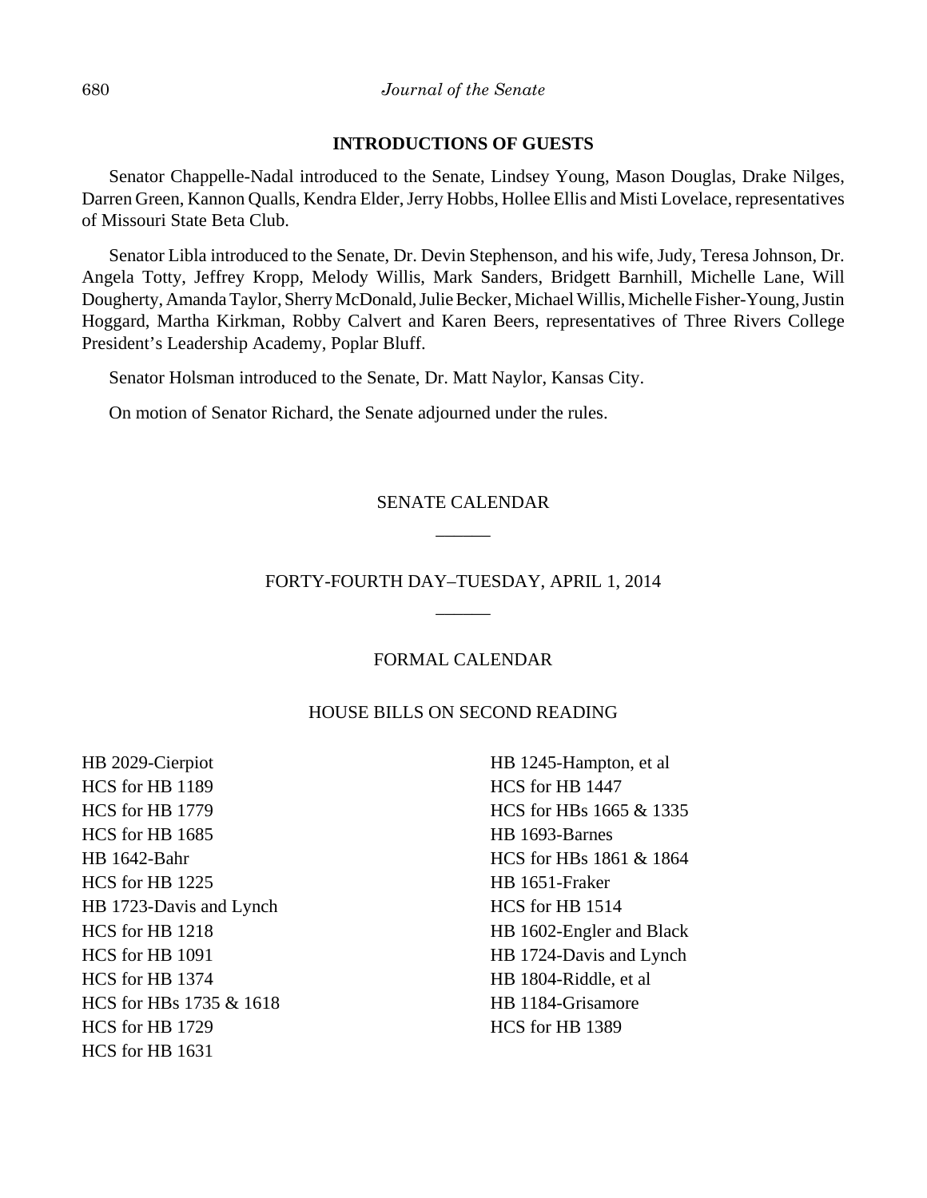## INTRODUCTIONS OF GUESTS

Senator Chappelle-Nadal introduced to the Senate, Lindsey Young, Mason Douglas, Drake Nilges, Darren Green, Kannon Qualls, Kendra Elder, Jerry Hobbs, Hollee Ellis and Misti Lovelace, representatives of Missouri State Beta Club.

Senator Libla introduced to the Senate, Dr. Devin Stephenson, and his wife, Judy, Teresa Johnson, Dr. Angela Totty, Jeffrey Kropp, Melody Willis, Mark Sanders, Bridgett Barnhill, Michelle Lane, Will Dougherty, Amanda Taylor, Sherry McDonald, Julie Becker, Michael Willis, Michelle Fisher-Young, Justin Hoggard, Martha Kirkman, Robby Calvert and Karen Beers, representatives of Three Rivers College President's Leadership Academy, Poplar Bluff.

Senator Holsman introduced to the Senate, Dr. Matt Naylor, Kansas City.

On motion of Senator Richard, the Senate adjourned under the rules.

SENATE CALENDAR

FORTY-FOURTH DAY–TUESDAY, APRIL 1, 2014

FORMAL CALENDAR

HOUSE BILLS ON SECOND READING

HB 2029-Cierpiot
HCS for HB 1189
HCS for HB 1779
HCS for HB 1685
HB 1642-Bahr
HCS for HB 1225
HB 1723-Davis and Lynch
HCS for HB 1218
HCS for HB 1091
HCS for HB 1374
HCS for HBs 1735 & 1618
HCS for HB 1729
HCS for HB 1631
HB 1245-Hampton, et al
HCS for HB 1447
HCS for HBs 1665 & 1335
HB 1693-Barnes
HCS for HBs 1861 & 1864
HB 1651-Fraker
HCS for HB 1514
HB 1602-Engler and Black
HB 1724-Davis and Lynch
HB 1804-Riddle, et al
HB 1184-Grisamore
HCS for HB 1389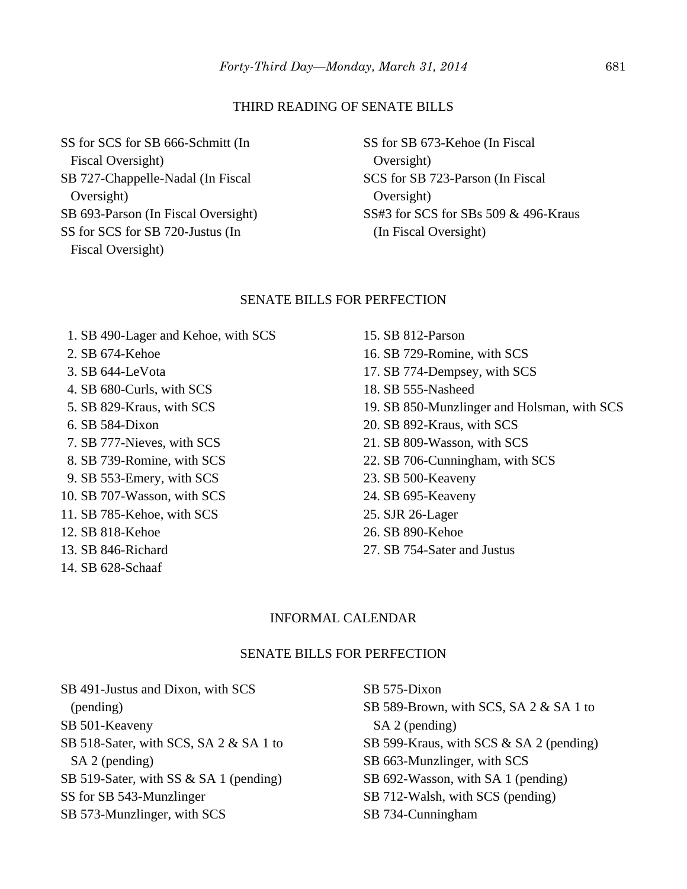## THIRD READING OF SENATE BILLS

SS for SCS for SB 666-Schmitt (In Fiscal Oversight)
SB 727-Chappelle-Nadal (In Fiscal Oversight)
SB 693-Parson (In Fiscal Oversight)
SS for SCS for SB 720-Justus (In Fiscal Oversight)
SS for SB 673-Kehoe (In Fiscal Oversight)
SCS for SB 723-Parson (In Fiscal Oversight)
SS#3 for SCS for SBs 509 & 496-Kraus (In Fiscal Oversight)

## SENATE BILLS FOR PERFECTION

1. SB 490-Lager and Kehoe, with SCS
2. SB 674-Kehoe
3. SB 644-LeVota
4. SB 680-Curls, with SCS
5. SB 829-Kraus, with SCS
6. SB 584-Dixon
7. SB 777-Nieves, with SCS
8. SB 739-Romine, with SCS
9. SB 553-Emery, with SCS
10. SB 707-Wasson, with SCS
11. SB 785-Kehoe, with SCS
12. SB 818-Kehoe
13. SB 846-Richard
14. SB 628-Schaaf
15. SB 812-Parson
16. SB 729-Romine, with SCS
17. SB 774-Dempsey, with SCS
18. SB 555-Nasheed
19. SB 850-Munzlinger and Holsman, with SCS
20. SB 892-Kraus, with SCS
21. SB 809-Wasson, with SCS
22. SB 706-Cunningham, with SCS
23. SB 500-Keaveny
24. SB 695-Keaveny
25. SJR 26-Lager
26. SB 890-Kehoe
27. SB 754-Sater and Justus

## INFORMAL CALENDAR

## SENATE BILLS FOR PERFECTION

SB 491-Justus and Dixon, with SCS (pending)
SB 501-Keaveny
SB 518-Sater, with SCS, SA 2 & SA 1 to SA 2 (pending)
SB 519-Sater, with SS & SA 1 (pending)
SS for SB 543-Munzlinger
SB 573-Munzlinger, with SCS
SB 575-Dixon
SB 589-Brown, with SCS, SA 2 & SA 1 to SA 2 (pending)
SB 599-Kraus, with SCS & SA 2 (pending)
SB 663-Munzlinger, with SCS
SB 692-Wasson, with SA 1 (pending)
SB 712-Walsh, with SCS (pending)
SB 734-Cunningham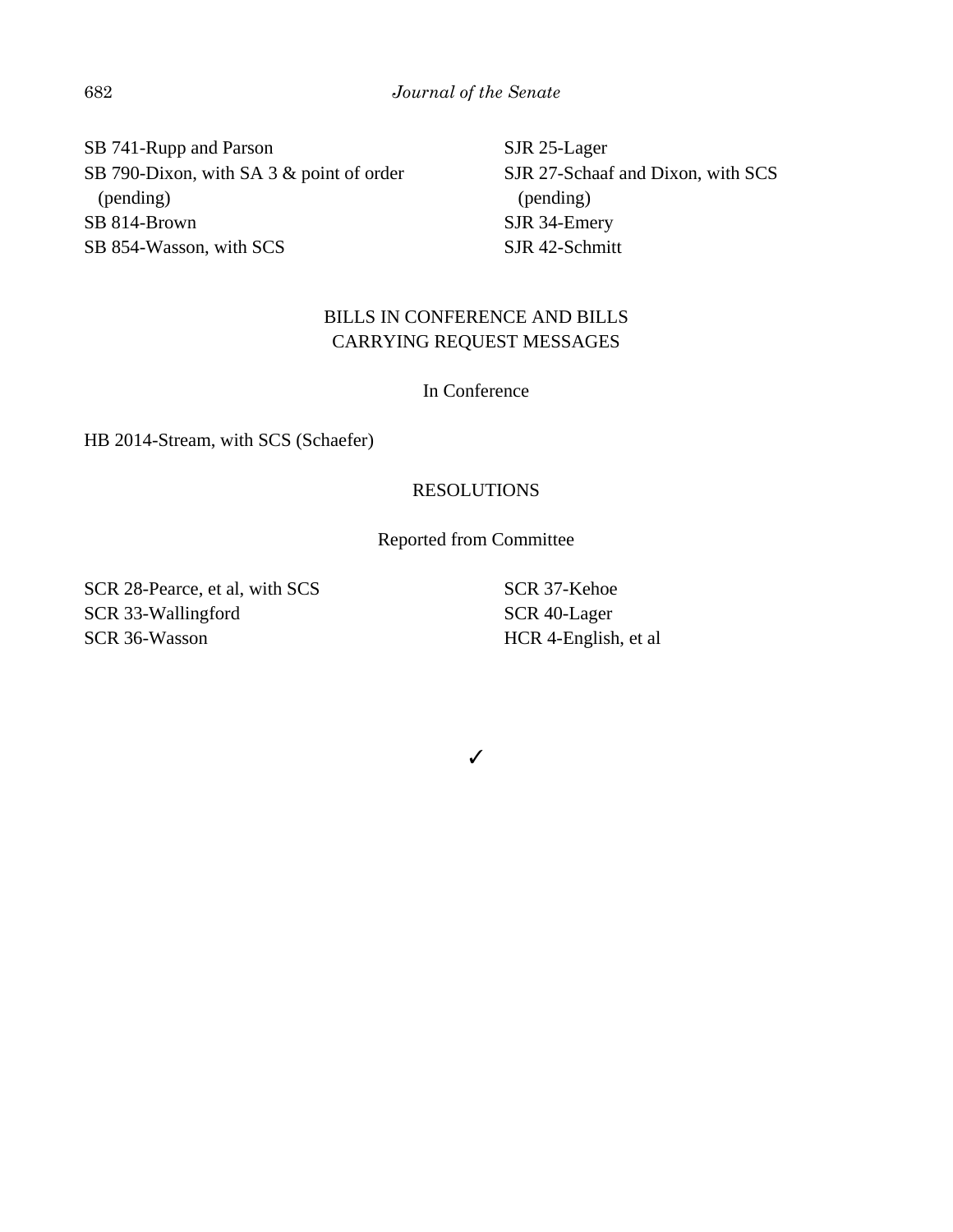SB 741-Rupp and Parson
SB 790-Dixon, with SA 3 & point of order (pending)
SB 814-Brown
SB 854-Wasson, with SCS
SJR 25-Lager
SJR 27-Schaaf and Dixon, with SCS (pending)
SJR 34-Emery
SJR 42-Schmitt

BILLS IN CONFERENCE AND BILLS CARRYING REQUEST MESSAGES

In Conference

HB 2014-Stream, with SCS (Schaefer)

RESOLUTIONS

Reported from Committee

SCR 28-Pearce, et al, with SCS
SCR 33-Wallingford
SCR 36-Wasson
SCR 37-Kehoe
SCR 40-Lager
HCR 4-English, et al

✓